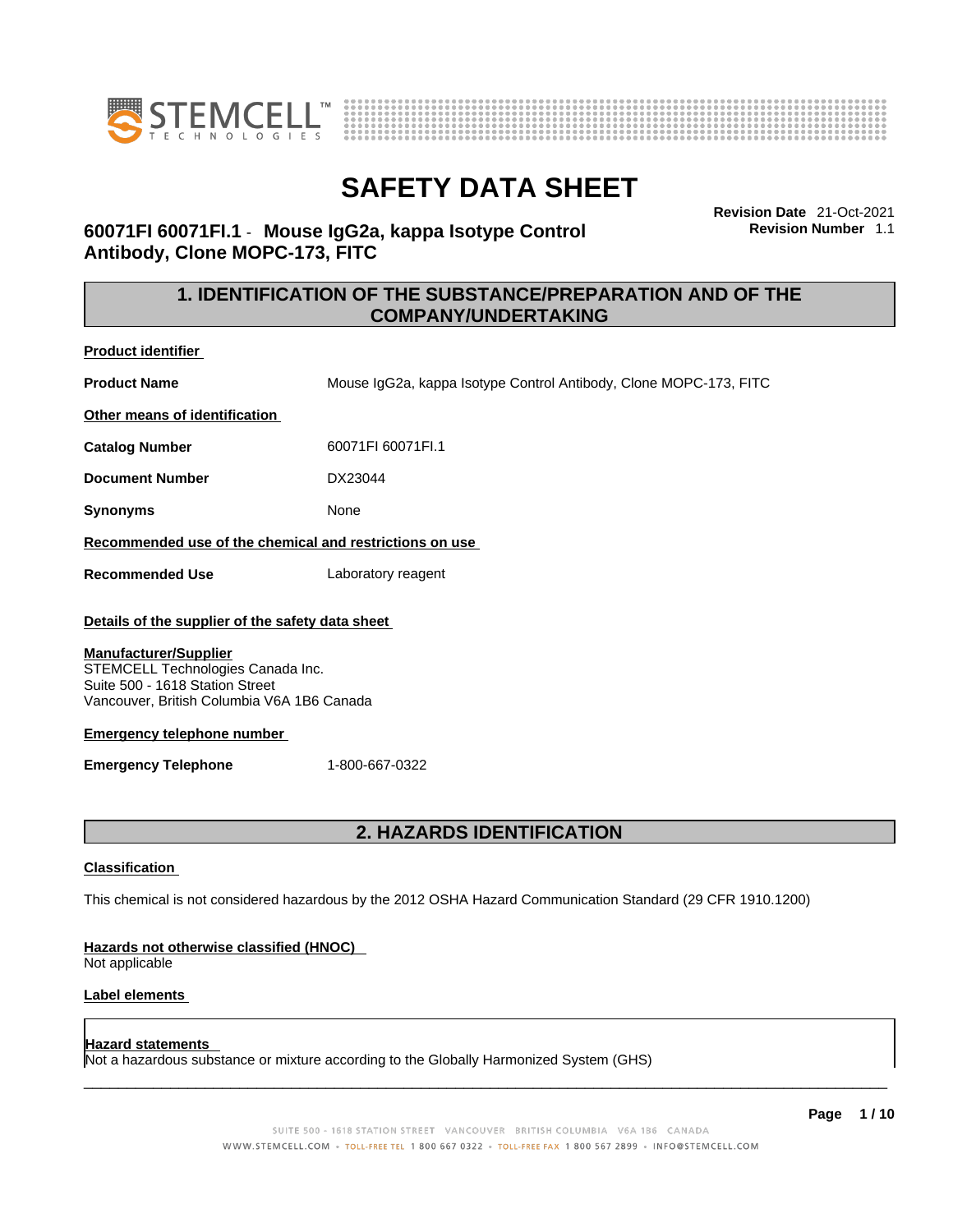# SAFETY DATA SHEET

**60071FI 60071FI.1 - Mouse IgG2a, kappa Isotype Control Antibody, Clone MOPC-173, FITC**

**Revision Date** 21-Oct-2021
**Revision Number** 1.1

## 1. IDENTIFICATION OF THE SUBSTANCE/PREPARATION AND OF THE COMPANY/UNDERTAKING

**Product identifier**

**Product Name** Mouse IgG2a, kappa Isotype Control Antibody, Clone MOPC-173, FITC

**Other means of identification**

**Catalog Number** 60071FI 60071FI.1

**Document Number** DX23044

**Synonyms** None

**Recommended use of the chemical and restrictions on use**

**Recommended Use** Laboratory reagent

**Details of the supplier of the safety data sheet**

**Manufacturer/Supplier**
STEMCELL Technologies Canada Inc.
Suite 500 - 1618 Station Street
Vancouver, British Columbia V6A 1B6 Canada

**Emergency telephone number**

**Emergency Telephone** 1-800-667-0322

## 2. HAZARDS IDENTIFICATION

**Classification**

This chemical is not considered hazardous by the 2012 OSHA Hazard Communication Standard (29 CFR 1910.1200)

**Hazards not otherwise classified (HNOC)**
Not applicable

**Label elements**

**Hazard statements**
Not a hazardous substance or mixture according to the Globally Harmonized System (GHS)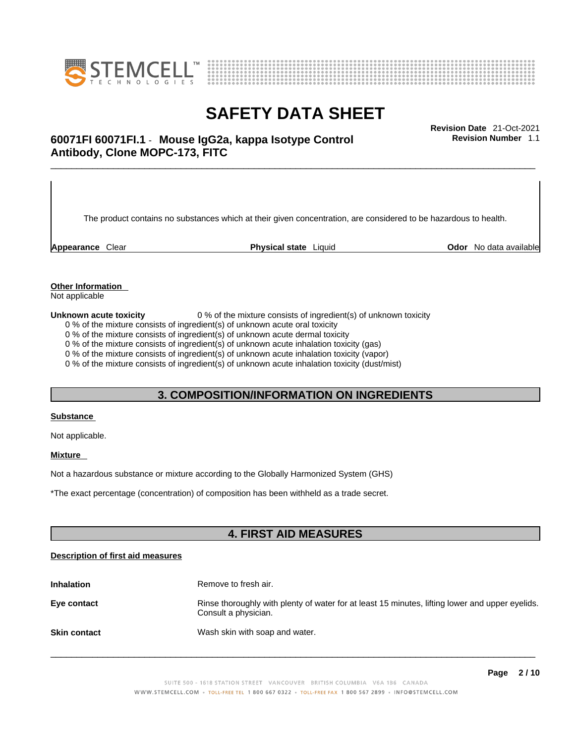The product contains no substances which at their given concentration, are considered to be hazardous to health.

**Appearance** Clear **Physical state** Liquid **Odor** No data available

**Other Information**
Not applicable

**Unknown acute toxicity** 0 % of the mixture consists of ingredient(s) of unknown toxicity
0 % of the mixture consists of ingredient(s) of unknown acute oral toxicity
0 % of the mixture consists of ingredient(s) of unknown acute dermal toxicity
0 % of the mixture consists of ingredient(s) of unknown acute inhalation toxicity (gas)
0 % of the mixture consists of ingredient(s) of unknown acute inhalation toxicity (vapor)
0 % of the mixture consists of ingredient(s) of unknown acute inhalation toxicity (dust/mist)

## 3. COMPOSITION/INFORMATION ON INGREDIENTS

**Substance**

Not applicable.

**Mixture**

Not a hazardous substance or mixture according to the Globally Harmonized System (GHS)

*The exact percentage (concentration) of composition has been withheld as a trade secret.

## 4. FIRST AID MEASURES

**Description of first aid measures**

**Inhalation** Remove to fresh air.

**Eye contact** Rinse thoroughly with plenty of water for at least 15 minutes, lifting lower and upper eyelids. Consult a physician.

**Skin contact** Wash skin with soap and water.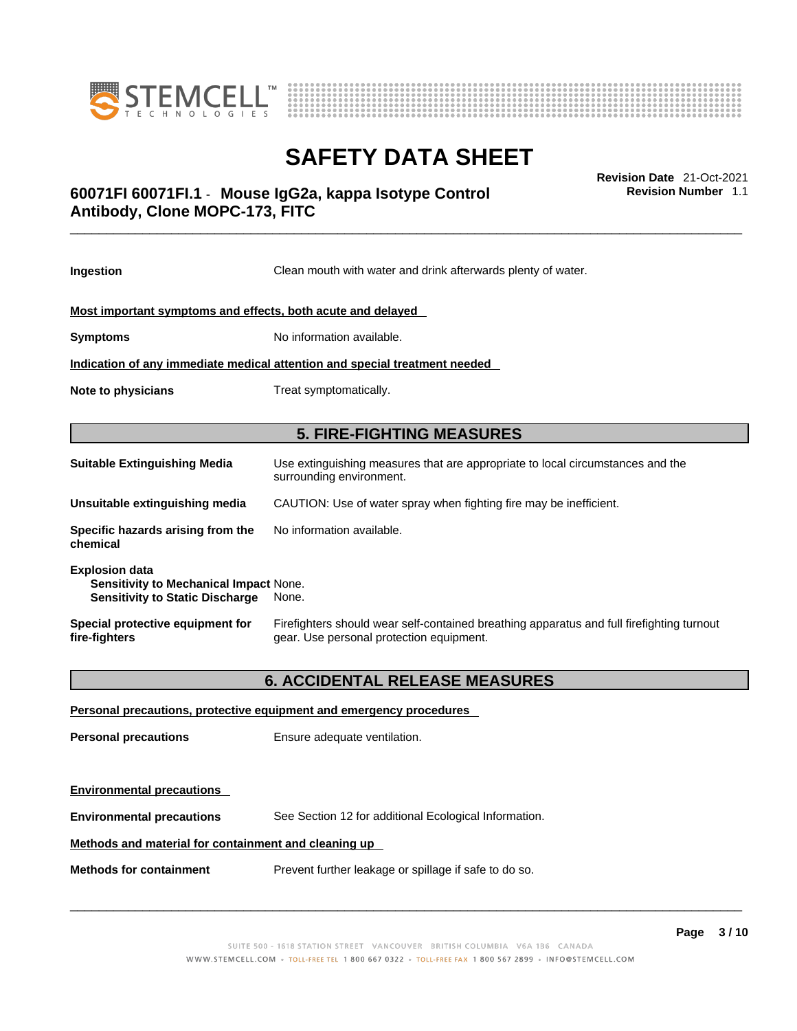| | |
|---|---|
| **Ingestion** | Clean mouth with water and drink afterwards plenty of water. |

**Most important symptoms and effects, both acute and delayed**

| | |
|---|---|
| **Symptoms** | No information available. |

**Indication of any immediate medical attention and special treatment needed**

| | |
|---|---|
| **Note to physicians** | Treat symptomatically. |

## 5. FIRE-FIGHTING MEASURES

| | |
|---|---|
| **Suitable Extinguishing Media** | Use extinguishing measures that are appropriate to local circumstances and the surrounding environment. |
| **Unsuitable extinguishing media** | CAUTION: Use of water spray when fighting fire may be inefficient. |
| **Specific hazards arising from the chemical** | No information available. |

**Explosion data**

| | |
|---|---|
| **Sensitivity to Mechanical Impact** | None. |
| **Sensitivity to Static Discharge** | None. |

| | |
|---|---|
| **Special protective equipment for fire-fighters** | Firefighters should wear self-contained breathing apparatus and full firefighting turnout gear. Use personal protection equipment. |

## 6. ACCIDENTAL RELEASE MEASURES

**Personal precautions, protective equipment and emergency procedures**

| | |
|---|---|
| **Personal precautions** | Ensure adequate ventilation. |

**Environmental precautions**

| | |
|---|---|
| **Environmental precautions** | See Section 12 for additional Ecological Information. |

**Methods and material for containment and cleaning up**

| | |
|---|---|
| **Methods for containment** | Prevent further leakage or spillage if safe to do so. |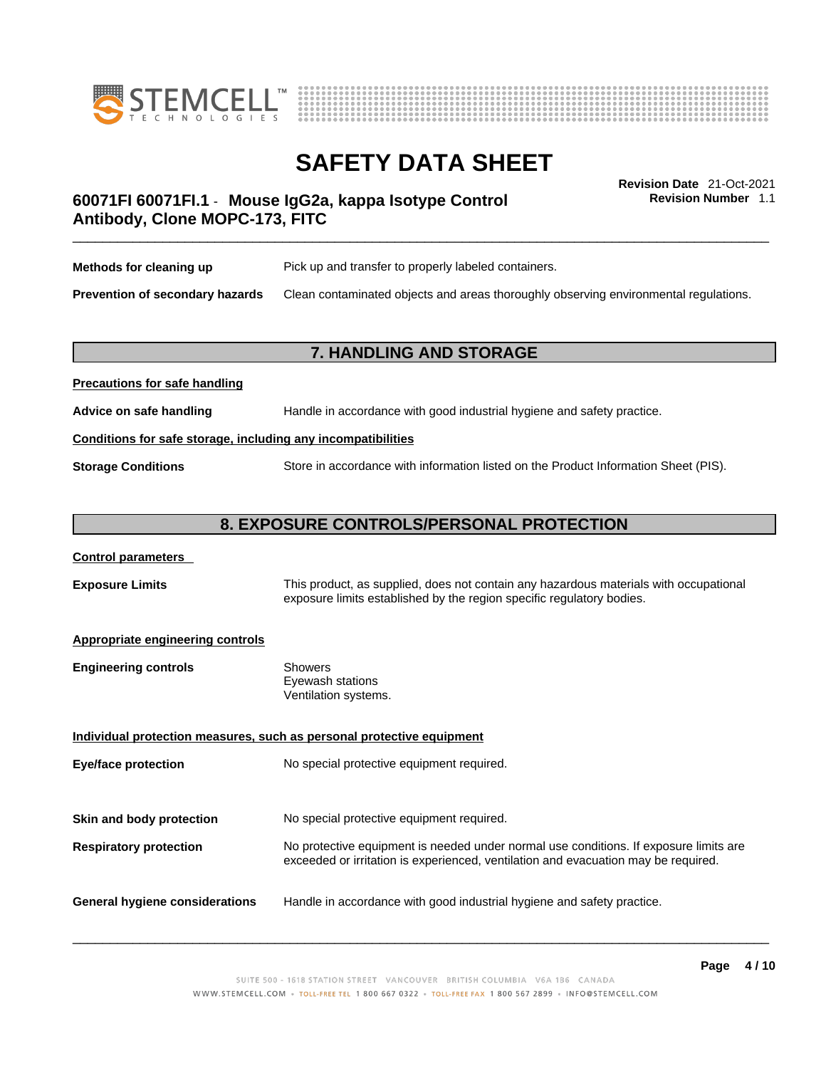| | |
|---|---|
| **Methods for cleaning up** | Pick up and transfer to properly labeled containers. |
| **Prevention of secondary hazards** | Clean contaminated objects and areas thoroughly observing environmental regulations. |

## 7. HANDLING AND STORAGE

**Precautions for safe handling**

**Advice on safe handling** Handle in accordance with good industrial hygiene and safety practice.

**Conditions for safe storage, including any incompatibilities**

**Storage Conditions** Store in accordance with information listed on the Product Information Sheet (PIS).

## 8. EXPOSURE CONTROLS/PERSONAL PROTECTION

**Control parameters**

**Exposure Limits** This product, as supplied, does not contain any hazardous materials with occupational exposure limits established by the region specific regulatory bodies.

**Appropriate engineering controls**

**Engineering controls**
Showers
Eyewash stations
Ventilation systems.

**Individual protection measures, such as personal protective equipment**

**Eye/face protection** No special protective equipment required.

**Skin and body protection** No special protective equipment required.

**Respiratory protection** No protective equipment is needed under normal use conditions. If exposure limits are exceeded or irritation is experienced, ventilation and evacuation may be required.

**General hygiene considerations** Handle in accordance with good industrial hygiene and safety practice.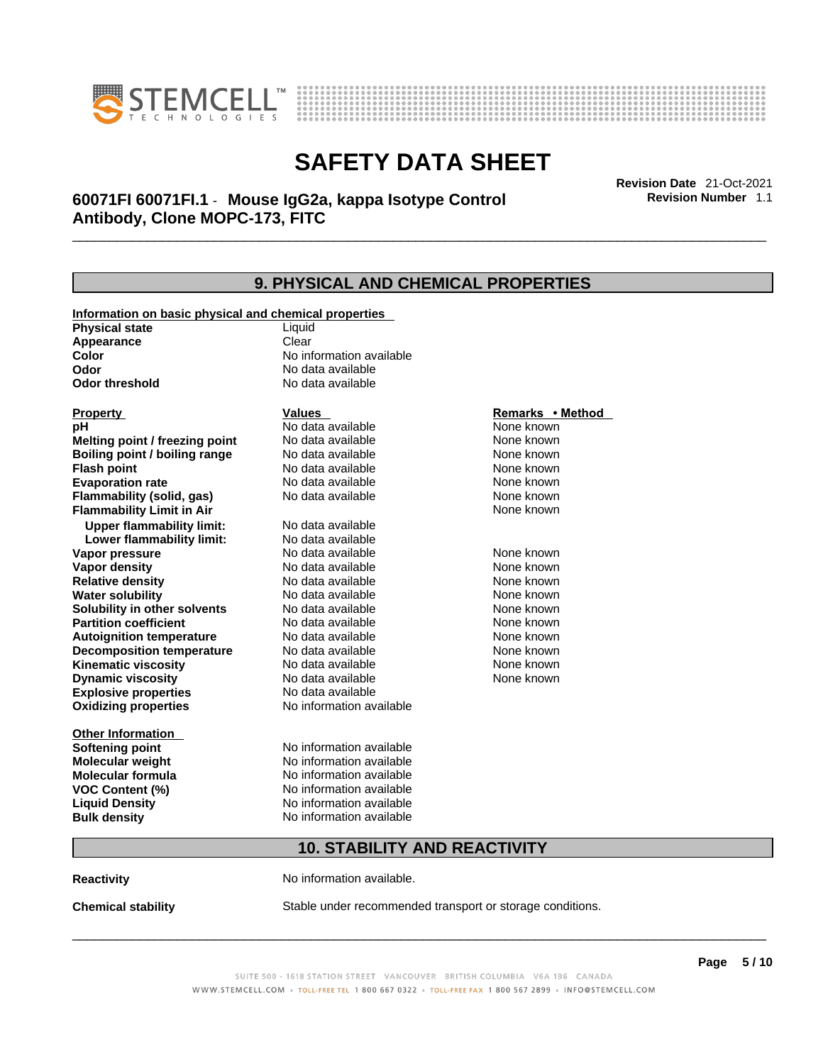## 9. PHYSICAL AND CHEMICAL PROPERTIES

**Information on basic physical and chemical properties**

| | |
|---|---|
| **Physical state** | Liquid |
| **Appearance** | Clear |
| **Color** | No information available |
| **Odor** | No data available |
| **Odor threshold** | No data available |

| Property | Values | Remarks • Method |
|---|---|---|
| **pH** | No data available | None known |
| **Melting point / freezing point** | No data available | None known |
| **Boiling point / boiling range** | No data available | None known |
| **Flash point** | No data available | None known |
| **Evaporation rate** | No data available | None known |
| **Flammability (solid, gas)** | No data available | None known |
| **Flammability Limit in Air** | | None known |
| **Upper flammability limit:** | No data available | |
| **Lower flammability limit:** | No data available | |
| **Vapor pressure** | No data available | None known |
| **Vapor density** | No data available | None known |
| **Relative density** | No data available | None known |
| **Water solubility** | No data available | None known |
| **Solubility in other solvents** | No data available | None known |
| **Partition coefficient** | No data available | None known |
| **Autoignition temperature** | No data available | None known |
| **Decomposition temperature** | No data available | None known |
| **Kinematic viscosity** | No data available | None known |
| **Dynamic viscosity** | No data available | None known |
| **Explosive properties** | No data available | |
| **Oxidizing properties** | No information available | |

**Other Information**

| | |
|---|---|
| **Softening point** | No information available |
| **Molecular weight** | No information available |
| **Molecular formula** | No information available |
| **VOC Content (%)** | No information available |
| **Liquid Density** | No information available |
| **Bulk density** | No information available |

## 10. STABILITY AND REACTIVITY

**Reactivity** No information available.

**Chemical stability** Stable under recommended transport or storage conditions.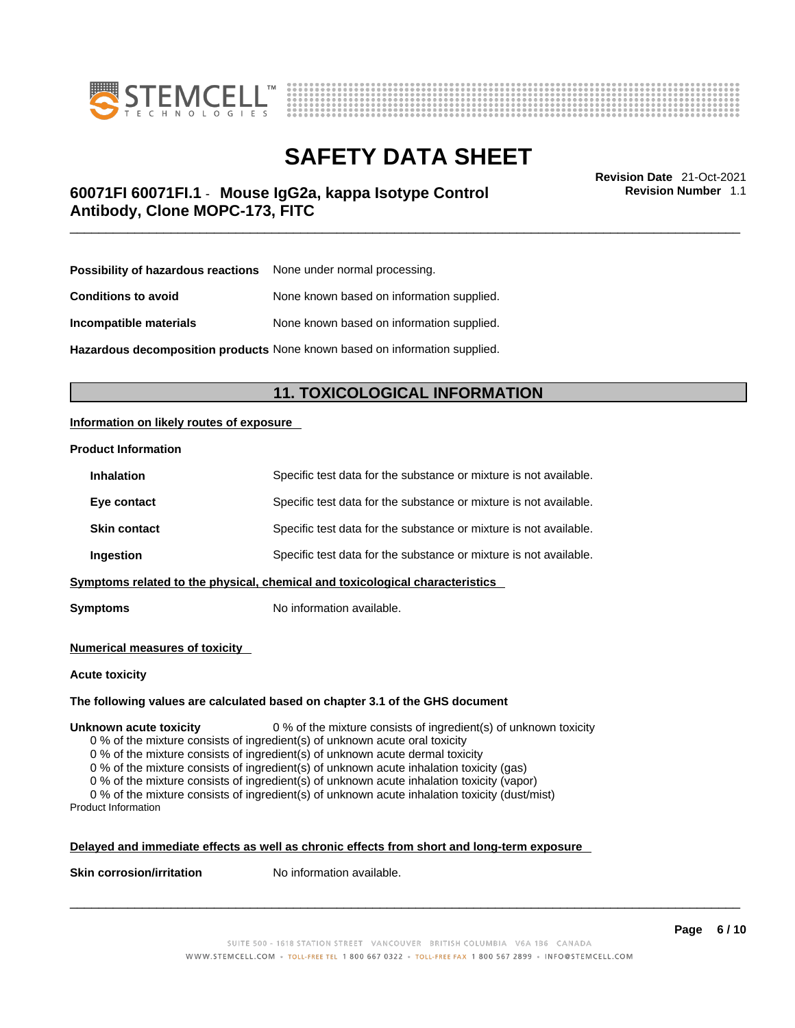| | |
|---|---|
| **Possibility of hazardous reactions** | None under normal processing. |
| **Conditions to avoid** | None known based on information supplied. |
| **Incompatible materials** | None known based on information supplied. |
| **Hazardous decomposition products** | None known based on information supplied. |

## 11. TOXICOLOGICAL INFORMATION

**Information on likely routes of exposure**

**Product Information**

| | |
|---|---|
| **Inhalation** | Specific test data for the substance or mixture is not available. |
| **Eye contact** | Specific test data for the substance or mixture is not available. |
| **Skin contact** | Specific test data for the substance or mixture is not available. |
| **Ingestion** | Specific test data for the substance or mixture is not available. |

**Symptoms related to the physical, chemical and toxicological characteristics**

**Symptoms** No information available.

**Numerical measures of toxicity**

**Acute toxicity**

**The following values are calculated based on chapter 3.1 of the GHS document**

**Unknown acute toxicity** 0 % of the mixture consists of ingredient(s) of unknown toxicity

0 % of the mixture consists of ingredient(s) of unknown acute oral toxicity
0 % of the mixture consists of ingredient(s) of unknown acute dermal toxicity
0 % of the mixture consists of ingredient(s) of unknown acute inhalation toxicity (gas)
0 % of the mixture consists of ingredient(s) of unknown acute inhalation toxicity (vapor)
0 % of the mixture consists of ingredient(s) of unknown acute inhalation toxicity (dust/mist)

Product Information

**Delayed and immediate effects as well as chronic effects from short and long-term exposure**

**Skin corrosion/irritation** No information available.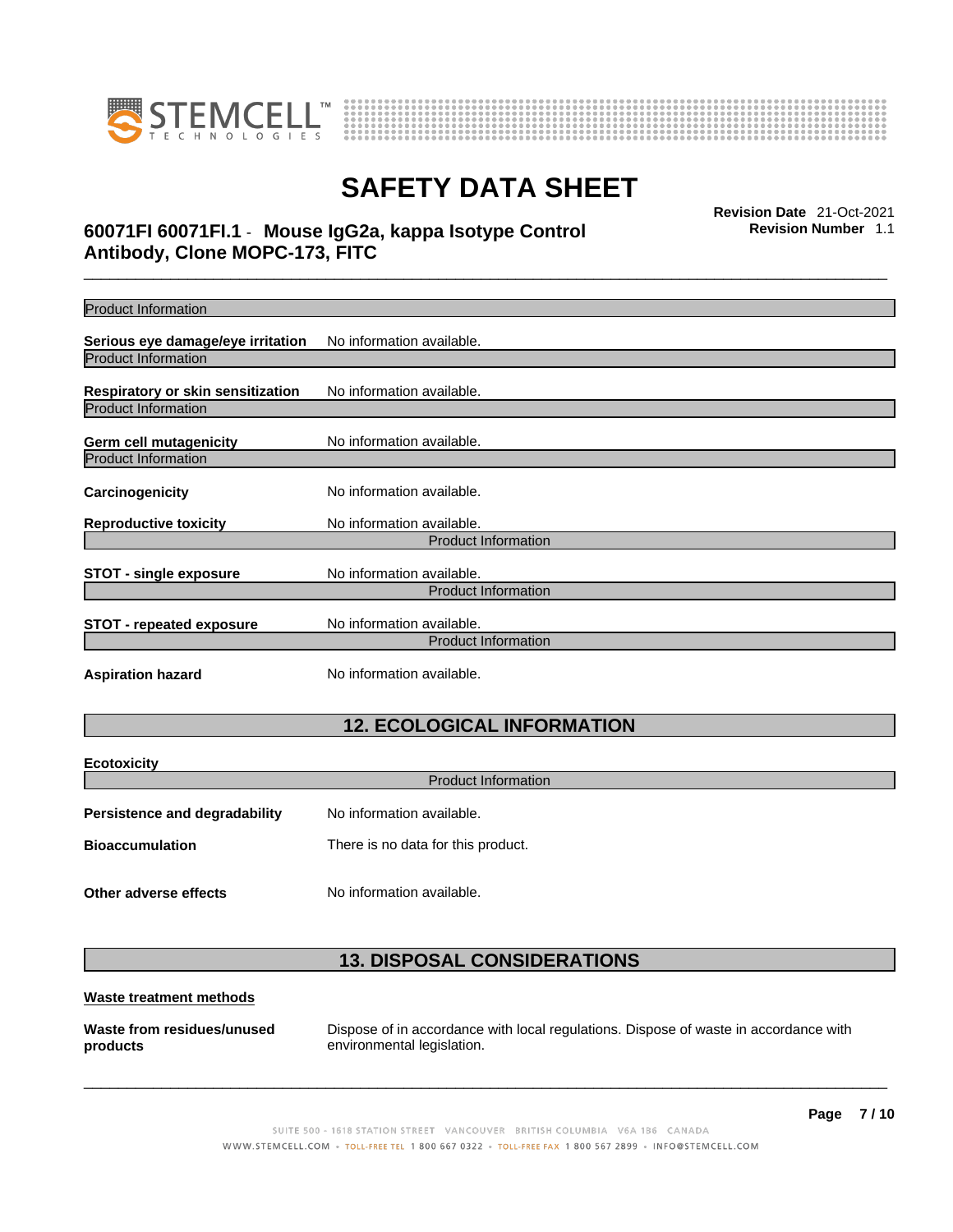Product Information

**Serious eye damage/eye irritation** No information available.

Product Information

**Respiratory or skin sensitization** No information available.

Product Information

**Germ cell mutagenicity** No information available.

Product Information

**Carcinogenicity** No information available.

**Reproductive toxicity** No information available.

Product Information

**STOT - single exposure** No information available.

Product Information

**STOT - repeated exposure** No information available.

Product Information

**Aspiration hazard** No information available.

## 12. ECOLOGICAL INFORMATION

**Ecotoxicity**

Product Information

**Persistence and degradability** No information available.

**Bioaccumulation** There is no data for this product.

**Other adverse effects** No information available.

## 13. DISPOSAL CONSIDERATIONS

**Waste treatment methods**

**Waste from residues/unused products** Dispose of in accordance with local regulations. Dispose of waste in accordance with environmental legislation.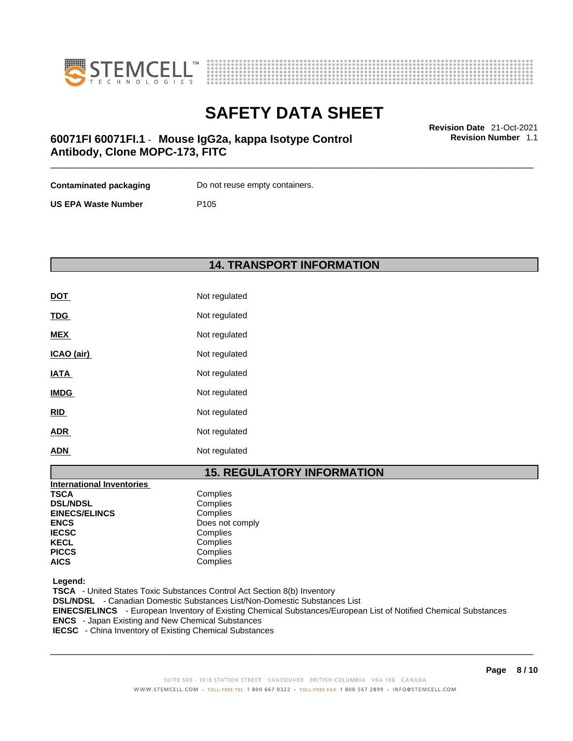| | |
|---|---|
| **Contaminated packaging** | Do not reuse empty containers. |
| **US EPA Waste Number** | P105 |

## 14. TRANSPORT INFORMATION

| | |
|---|---|
| **DOT** | Not regulated |
| **TDG** | Not regulated |
| **MEX** | Not regulated |
| **ICAO (air)** | Not regulated |
| **IATA** | Not regulated |
| **IMDG** | Not regulated |
| **RID** | Not regulated |
| **ADR** | Not regulated |
| **ADN** | Not regulated |

## 15. REGULATORY INFORMATION

| International Inventories | |
|---|---|
| **TSCA** | Complies |
| **DSL/NDSL** | Complies |
| **EINECS/ELINCS** | Complies |
| **ENCS** | Does not comply |
| **IECSC** | Complies |
| **KECL** | Complies |
| **PICCS** | Complies |
| **AICS** | Complies |

**Legend:**
**TSCA** - United States Toxic Substances Control Act Section 8(b) Inventory
**DSL/NDSL** - Canadian Domestic Substances List/Non-Domestic Substances List
**EINECS/ELINCS** - European Inventory of Existing Chemical Substances/European List of Notified Chemical Substances
**ENCS** - Japan Existing and New Chemical Substances
**IECSC** - China Inventory of Existing Chemical Substances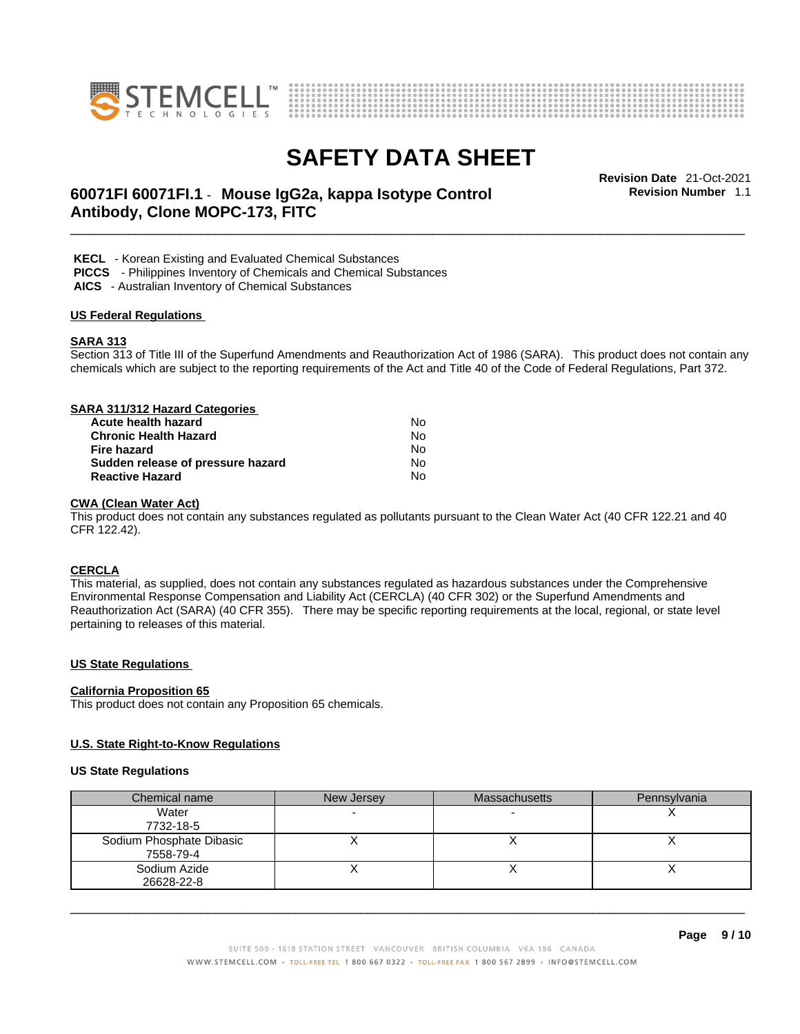**KECL** - Korean Existing and Evaluated Chemical Substances
**PICCS** - Philippines Inventory of Chemicals and Chemical Substances
**AICS** - Australian Inventory of Chemical Substances

## US Federal Regulations

### SARA 313

Section 313 of Title III of the Superfund Amendments and Reauthorization Act of 1986 (SARA). This product does not contain any chemicals which are subject to the reporting requirements of the Act and Title 40 of the Code of Federal Regulations, Part 372.

### SARA 311/312 Hazard Categories

| | |
|---|---|
| **Acute health hazard** | No |
| **Chronic Health Hazard** | No |
| **Fire hazard** | No |
| **Sudden release of pressure hazard** | No |
| **Reactive Hazard** | No |

### CWA (Clean Water Act)

This product does not contain any substances regulated as pollutants pursuant to the Clean Water Act (40 CFR 122.21 and 40 CFR 122.42).

### CERCLA

This material, as supplied, does not contain any substances regulated as hazardous substances under the Comprehensive Environmental Response Compensation and Liability Act (CERCLA) (40 CFR 302) or the Superfund Amendments and Reauthorization Act (SARA) (40 CFR 355). There may be specific reporting requirements at the local, regional, or state level pertaining to releases of this material.

## US State Regulations

### California Proposition 65

This product does not contain any Proposition 65 chemicals.

### U.S. State Right-to-Know Regulations

**US State Regulations**

| Chemical name | New Jersey | Massachusetts | Pennsylvania |
|---|---|---|---|
| Water<br>7732-18-5 | - | - | X |
| Sodium Phosphate Dibasic<br>7558-79-4 | X | X | X |
| Sodium Azide<br>26628-22-8 | X | X | X |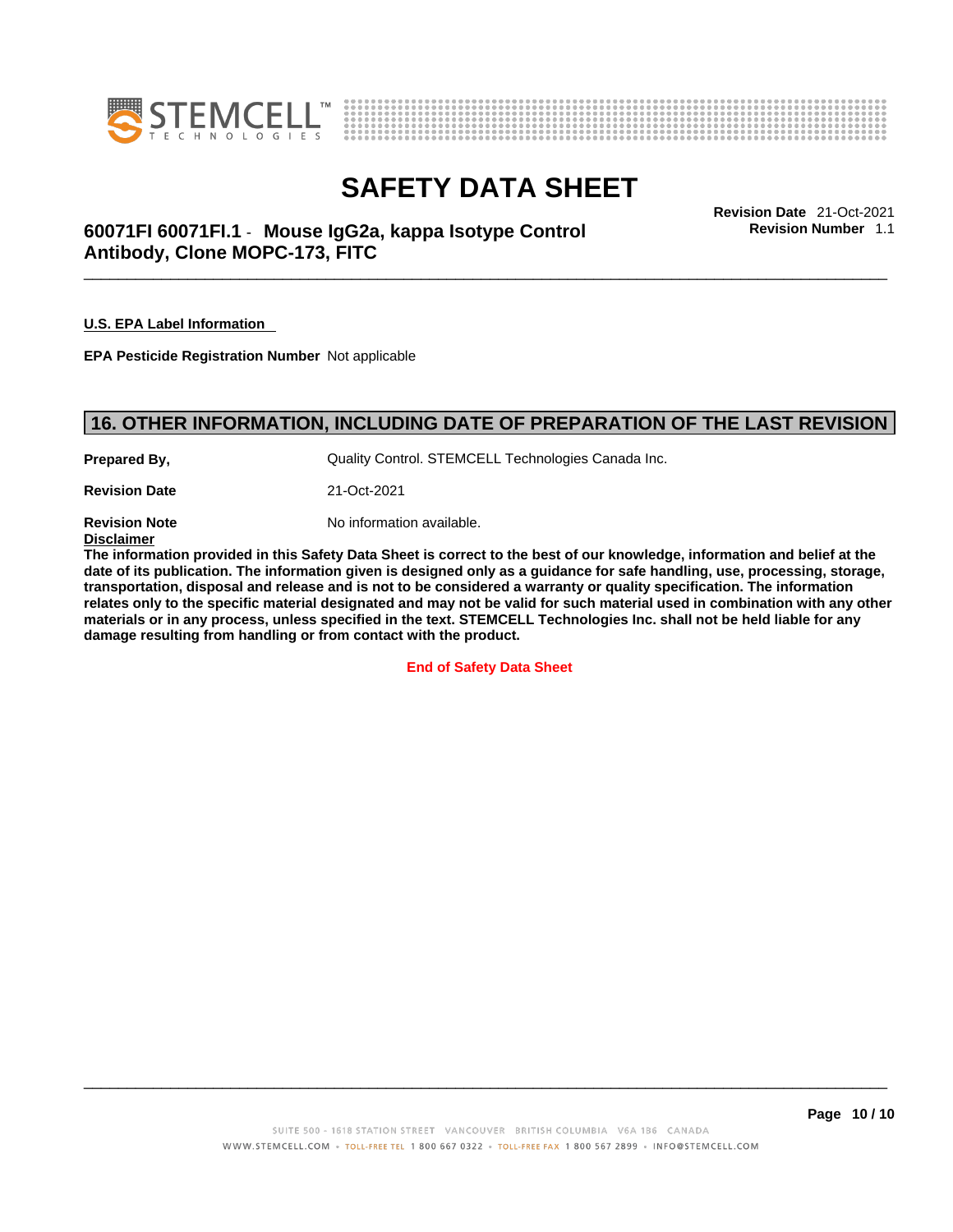**U.S. EPA Label Information**

**EPA Pesticide Registration Number** Not applicable

## 16. OTHER INFORMATION, INCLUDING DATE OF PREPARATION OF THE LAST REVISION

**Prepared By,** Quality Control. STEMCELL Technologies Canada Inc.

**Revision Date** 21-Oct-2021

**Revision Note** No information available.

**Disclaimer**

**The information provided in this Safety Data Sheet is correct to the best of our knowledge, information and belief at the date of its publication. The information given is designed only as a guidance for safe handling, use, processing, storage, transportation, disposal and release and is not to be considered a warranty or quality specification. The information relates only to the specific material designated and may not be valid for such material used in combination with any other materials or in any process, unless specified in the text. STEMCELL Technologies Inc. shall not be held liable for any damage resulting from handling or from contact with the product.**

**End of Safety Data Sheet**